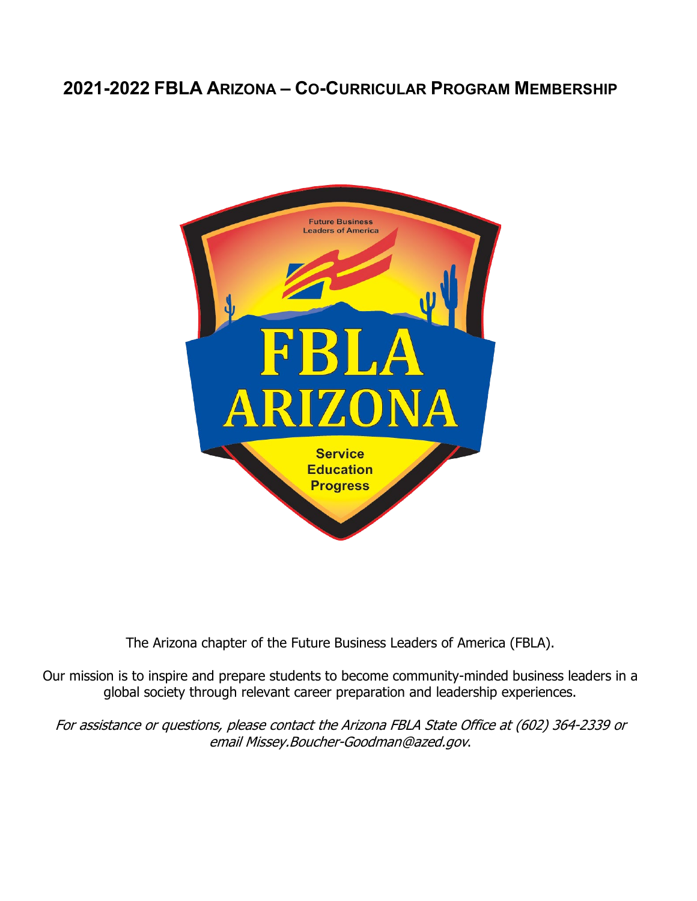# 2021-2022 FBLA Arizona – Co-Curricular Program Membership

The Arizona chapter of the Future Business Leaders of America (FBLA).

Our mission is to inspire and prepare students to become community-minded business leaders in a global society through relevant career preparation and leadership experiences.

*For assistance or questions, please contact the Arizona FBLA State Office at (602) 364-2339 or email Missey.Boucher-Goodman@azed.gov.*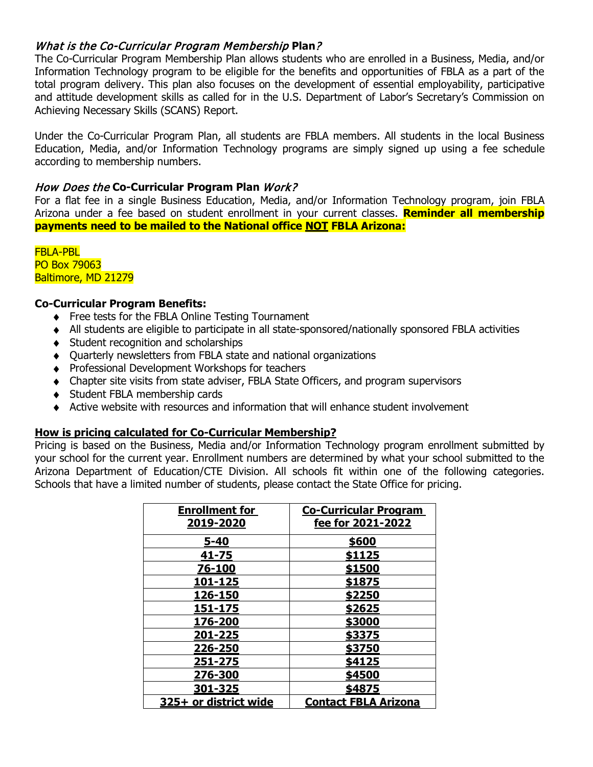## *What is the Co-Curricular Program Membership* **Plan***?*

The Co-Curricular Program Membership Plan allows students who are enrolled in a Business, Media, and/or Information Technology program to be eligible for the benefits and opportunities of FBLA as a part of the total program delivery. This plan also focuses on the development of essential employability, participative and attitude development skills as called for in the U.S. Department of Labor's Secretary's Commission on Achieving Necessary Skills (SCANS) Report.

Under the Co-Curricular Program Plan, all students are FBLA members. All students in the local Business Education, Media, and/or Information Technology programs are simply signed up using a fee schedule according to membership numbers.

## *How Does the* **Co-Curricular Program Plan** *Work?*

For a flat fee in a single Business Education, Media, and/or Information Technology program, join FBLA Arizona under a fee based on student enrollment in your current classes. **Reminder all membership payments need to be mailed to the National office <u>NOT</u> FBLA Arizona:**

FBLA-PBL
PO Box 79063
Baltimore, MD 21279

**Co-Curricular Program Benefits:**

- Free tests for the FBLA Online Testing Tournament
- All students are eligible to participate in all state-sponsored/nationally sponsored FBLA activities
- Student recognition and scholarships
- Quarterly newsletters from FBLA state and national organizations
- Professional Development Workshops for teachers
- Chapter site visits from state adviser, FBLA State Officers, and program supervisors
- Student FBLA membership cards
- Active website with resources and information that will enhance student involvement

**<u>How is pricing calculated for Co-Curricular Membership?</u>**

Pricing is based on the Business, Media and/or Information Technology program enrollment submitted by your school for the current year. Enrollment numbers are determined by what your school submitted to the Arizona Department of Education/CTE Division. All schools fit within one of the following categories. Schools that have a limited number of students, please contact the State Office for pricing.

| Enrollment for 2019-2020 | Co-Curricular Program fee for 2021-2022 |
|---|---|
| 5-40 | $600 |
| 41-75 | $1125 |
| 76-100 | $1500 |
| 101-125 | $1875 |
| 126-150 | $2250 |
| 151-175 | $2625 |
| 176-200 | $3000 |
| 201-225 | $3375 |
| 226-250 | $3750 |
| 251-275 | $4125 |
| 276-300 | $4500 |
| 301-325 | $4875 |
| 325+ or district wide | Contact FBLA Arizona |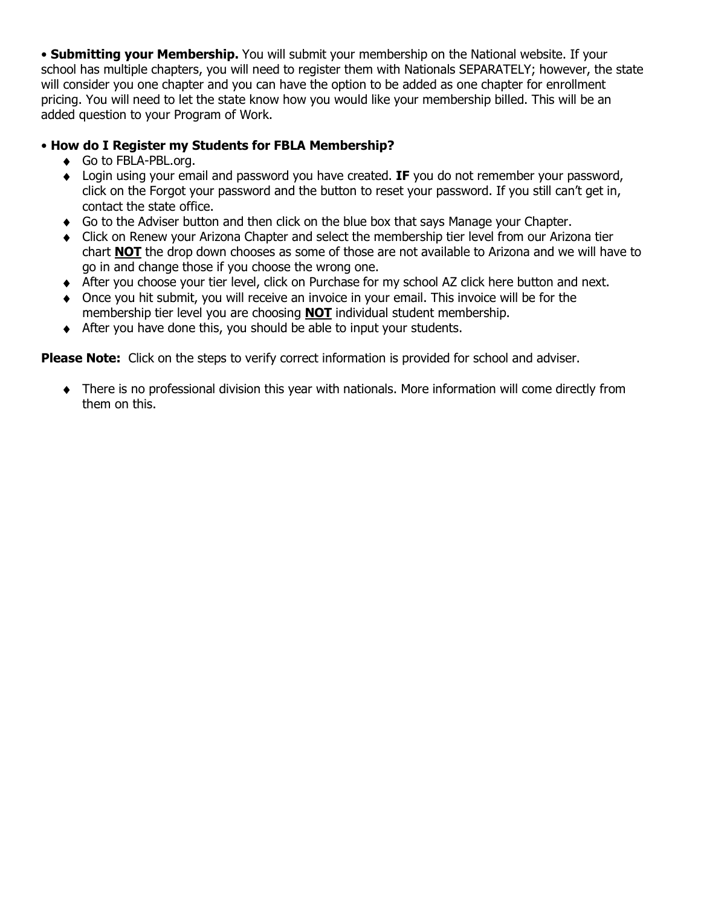- **Submitting your Membership.** You will submit your membership on the National website. If your school has multiple chapters, you will need to register them with Nationals SEPARATELY; however, the state will consider you one chapter and you can have the option to be added as one chapter for enrollment pricing. You will need to let the state know how you would like your membership billed. This will be an added question to your Program of Work.

- **How do I Register my Students for FBLA Membership?**
  - Go to FBLA-PBL.org.
  - Login using your email and password you have created. **IF** you do not remember your password, click on the Forgot your password and the button to reset your password. If you still can't get in, contact the state office.
  - Go to the Adviser button and then click on the blue box that says Manage your Chapter.
  - Click on Renew your Arizona Chapter and select the membership tier level from our Arizona tier chart **<u>NOT</u>** the drop down chooses as some of those are not available to Arizona and we will have to go in and change those if you choose the wrong one.
  - After you choose your tier level, click on Purchase for my school AZ click here button and next.
  - Once you hit submit, you will receive an invoice in your email. This invoice will be for the membership tier level you are choosing **<u>NOT</u>** individual student membership.
  - After you have done this, you should be able to input your students.

**Please Note:** Click on the steps to verify correct information is provided for school and adviser.

- There is no professional division this year with nationals. More information will come directly from them on this.